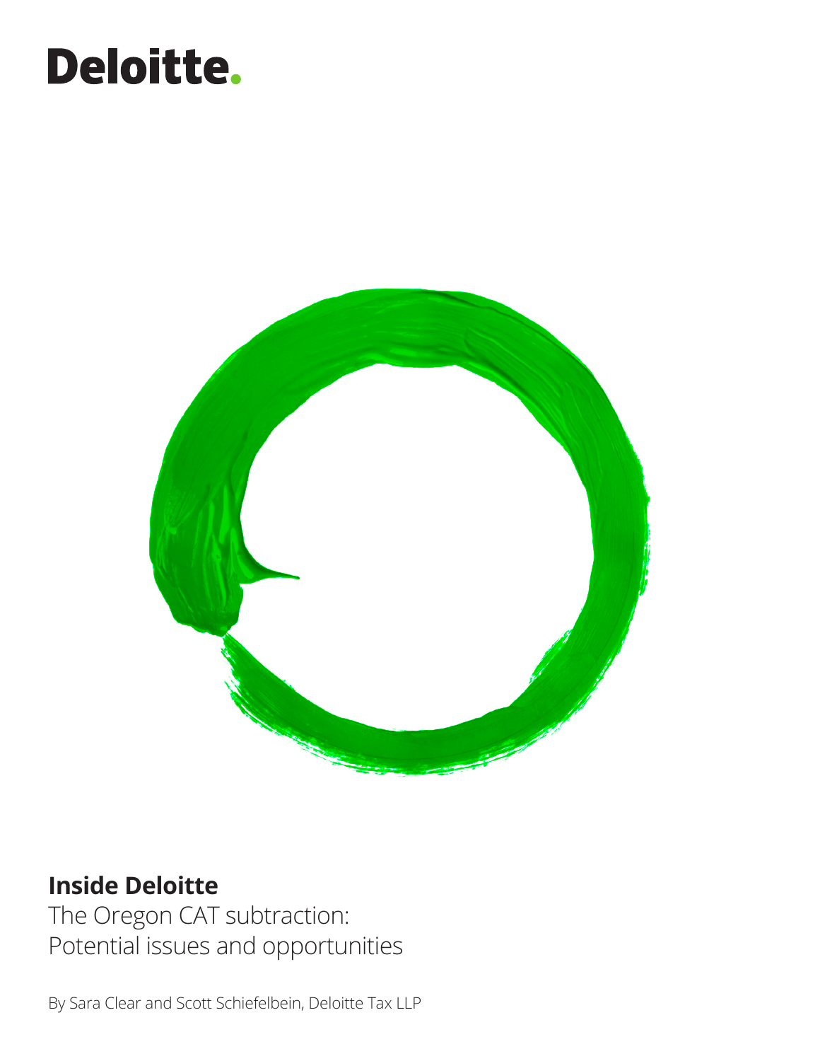Deloitte.

**Inside Deloitte**

# The Oregon CAT subtraction: Potential issues and opportunities

By Sara Clear and Scott Schiefelbein, Deloitte Tax LLP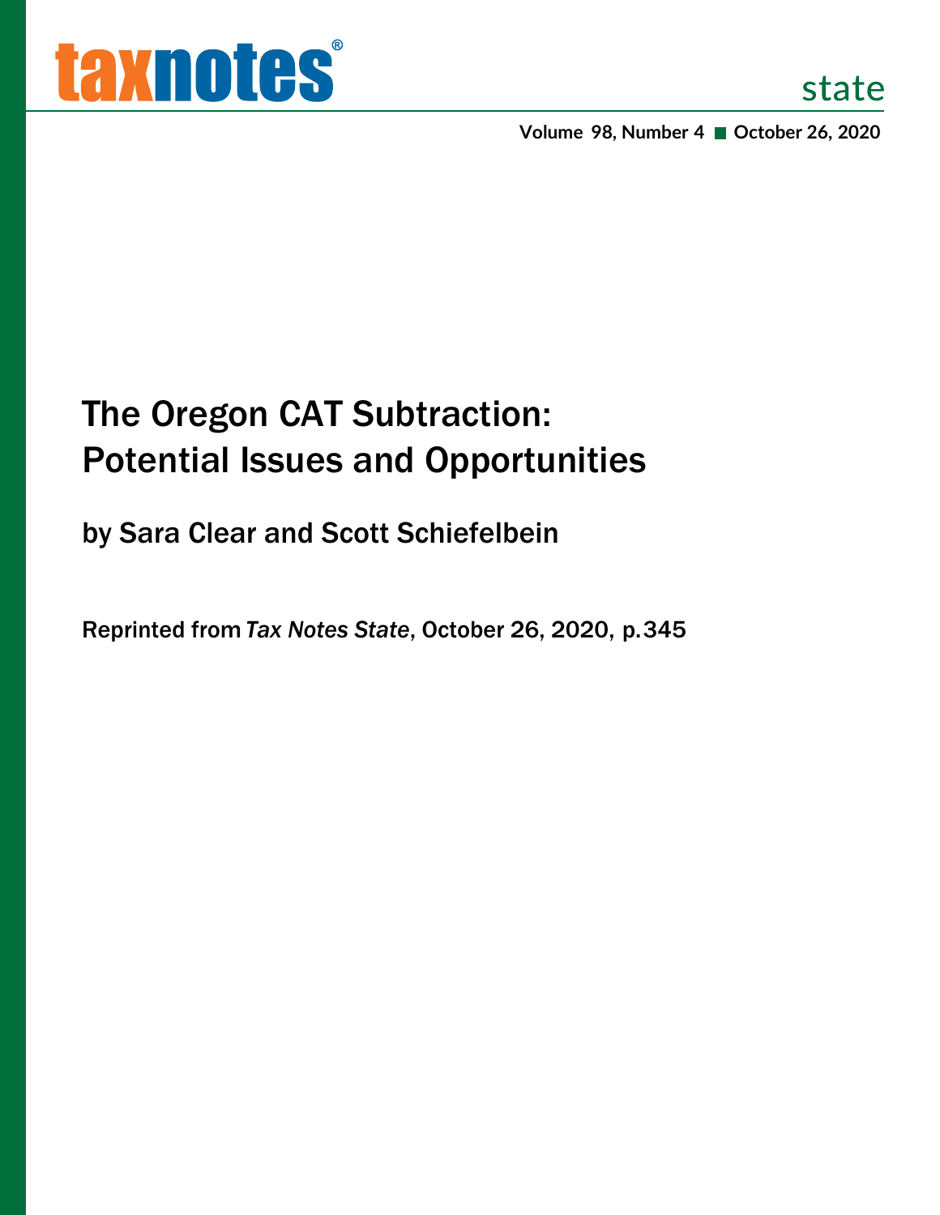# The Oregon CAT Subtraction: Potential Issues and Opportunities

## by Sara Clear and Scott Schiefelbein

Reprinted from *Tax Notes State*, October 26, 2020, p.345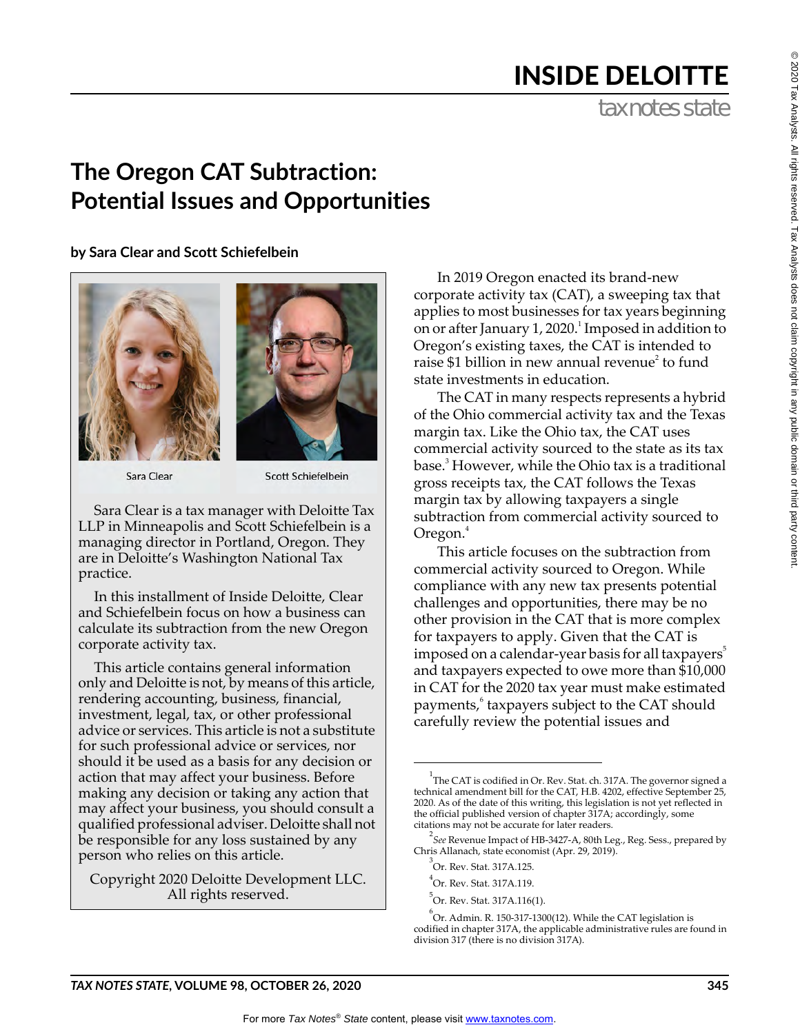INSIDE DELOITTE

# The Oregon CAT Subtraction: Potential Issues and Opportunities

**by Sara Clear and Scott Schiefelbein**

Sara Clear

Scott Schiefelbein

Sara Clear is a tax manager with Deloitte Tax LLP in Minneapolis and Scott Schiefelbein is a managing director in Portland, Oregon. They are in Deloitte's Washington National Tax practice.

In this installment of Inside Deloitte, Clear and Schiefelbein focus on how a business can calculate its subtraction from the new Oregon corporate activity tax.

This article contains general information only and Deloitte is not, by means of this article, rendering accounting, business, financial, investment, legal, tax, or other professional advice or services. This article is not a substitute for such professional advice or services, nor should it be used as a basis for any decision or action that may affect your business. Before making any decision or taking any action that may affect your business, you should consult a qualified professional adviser. Deloitte shall not be responsible for any loss sustained by any person who relies on this article.

Copyright 2020 Deloitte Development LLC. All rights reserved.

In 2019 Oregon enacted its brand-new corporate activity tax (CAT), a sweeping tax that applies to most businesses for tax years beginning on or after January 1, 2020.[1] Imposed in addition to Oregon's existing taxes, the CAT is intended to raise $1 billion in new annual revenue[2] to fund state investments in education.

The CAT in many respects represents a hybrid of the Ohio commercial activity tax and the Texas margin tax. Like the Ohio tax, the CAT uses commercial activity sourced to the state as its tax base.[3] However, while the Ohio tax is a traditional gross receipts tax, the CAT follows the Texas margin tax by allowing taxpayers a single subtraction from commercial activity sourced to Oregon.[4]

This article focuses on the subtraction from commercial activity sourced to Oregon. While compliance with any new tax presents potential challenges and opportunities, there may be no other provision in the CAT that is more complex for taxpayers to apply. Given that the CAT is imposed on a calendar-year basis for all taxpayers[5] and taxpayers expected to owe more than $10,000 in CAT for the 2020 tax year must make estimated payments,[6] taxpayers subject to the CAT should carefully review the potential issues and

---

[1] The CAT is codified in Or. Rev. Stat. ch. 317A. The governor signed a technical amendment bill for the CAT, H.B. 4202, effective September 25, 2020. As of the date of this writing, this legislation is not yet reflected in the official published version of chapter 317A; accordingly, some citations may not be accurate for later readers.

[2] *See* Revenue Impact of HB-3427-A, 80th Leg., Reg. Sess., prepared by Chris Allanach, state economist (Apr. 29, 2019).

[3] Or. Rev. Stat. 317A.125.

[4] Or. Rev. Stat. 317A.119.

[5] Or. Rev. Stat. 317A.116(1).

[6] Or. Admin. R. 150-317-1300(12). While the CAT legislation is codified in chapter 317A, the applicable administrative rules are found in division 317 (there is no division 317A).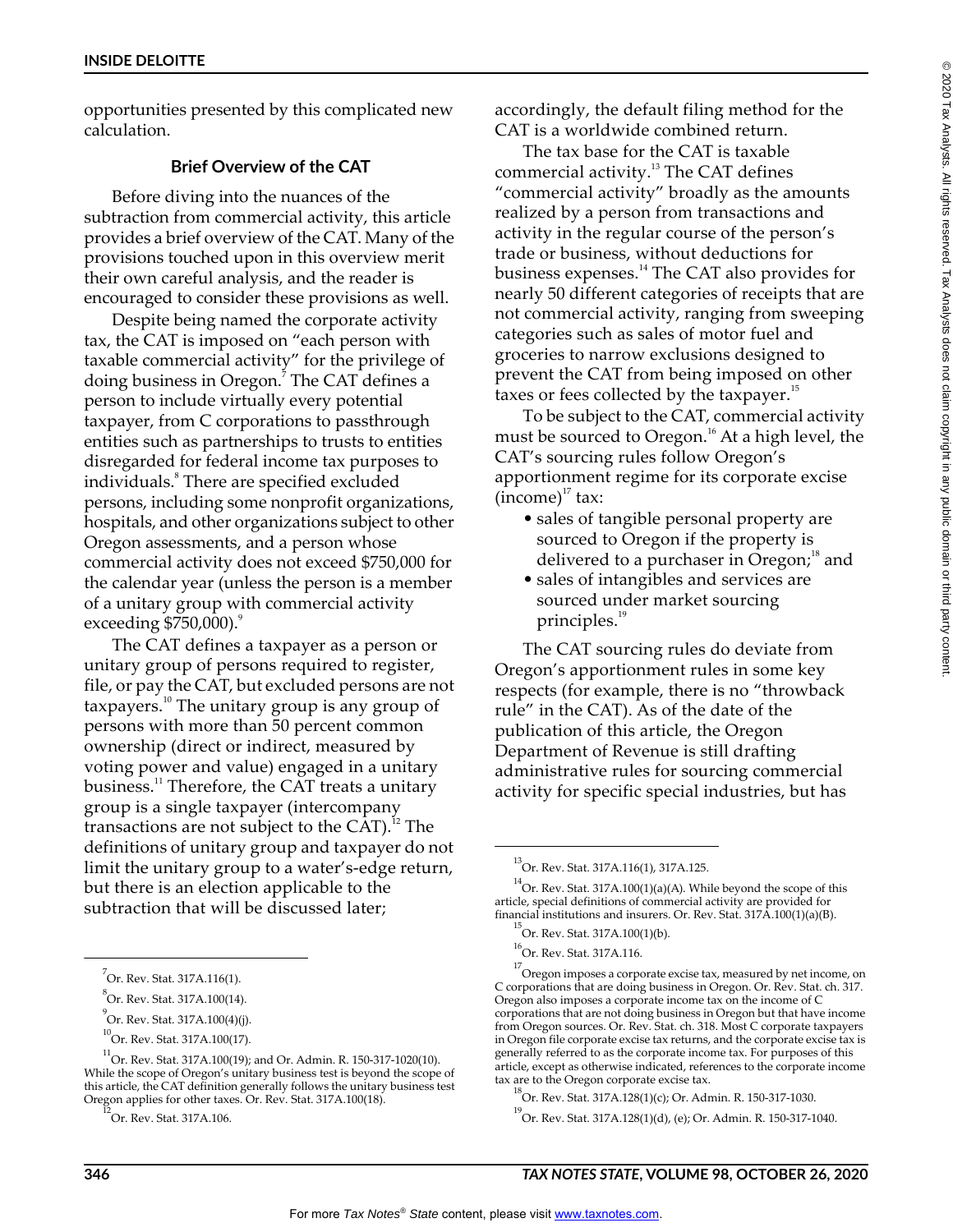opportunities presented by this complicated new calculation.

## Brief Overview of the CAT

Before diving into the nuances of the subtraction from commercial activity, this article provides a brief overview of the CAT. Many of the provisions touched upon in this overview merit their own careful analysis, and the reader is encouraged to consider these provisions as well.

Despite being named the corporate activity tax, the CAT is imposed on "each person with taxable commercial activity" for the privilege of doing business in Oregon.[7] The CAT defines a person to include virtually every potential taxpayer, from C corporations to passthrough entities such as partnerships to trusts to entities disregarded for federal income tax purposes to individuals.[8] There are specified excluded persons, including some nonprofit organizations, hospitals, and other organizations subject to other Oregon assessments, and a person whose commercial activity does not exceed $750,000 for the calendar year (unless the person is a member of a unitary group with commercial activity exceeding $750,000).[9]

The CAT defines a taxpayer as a person or unitary group of persons required to register, file, or pay the CAT, but excluded persons are not taxpayers.[10] The unitary group is any group of persons with more than 50 percent common ownership (direct or indirect, measured by voting power and value) engaged in a unitary business.[11] Therefore, the CAT treats a unitary group is a single taxpayer (intercompany transactions are not subject to the CAT).[12] The definitions of unitary group and taxpayer do not limit the unitary group to a water's-edge return, but there is an election applicable to the subtraction that will be discussed later; accordingly, the default filing method for the CAT is a worldwide combined return.

The tax base for the CAT is taxable commercial activity.[13] The CAT defines "commercial activity" broadly as the amounts realized by a person from transactions and activity in the regular course of the person's trade or business, without deductions for business expenses.[14] The CAT also provides for nearly 50 different categories of receipts that are not commercial activity, ranging from sweeping categories such as sales of motor fuel and groceries to narrow exclusions designed to prevent the CAT from being imposed on other taxes or fees collected by the taxpayer.[15]

To be subject to the CAT, commercial activity must be sourced to Oregon.[16] At a high level, the CAT's sourcing rules follow Oregon's apportionment regime for its corporate excise (income)[17] tax:

- sales of tangible personal property are sourced to Oregon if the property is delivered to a purchaser in Oregon;[18] and
- sales of intangibles and services are sourced under market sourcing principles.[19]

The CAT sourcing rules do deviate from Oregon's apportionment rules in some key respects (for example, there is no "throwback rule" in the CAT). As of the date of the publication of this article, the Oregon Department of Revenue is still drafting administrative rules for sourcing commercial activity for specific special industries, but has

---

[7] Or. Rev. Stat. 317A.116(1).

[8] Or. Rev. Stat. 317A.100(14).

[9] Or. Rev. Stat. 317A.100(4)(j).

[10] Or. Rev. Stat. 317A.100(17).

[11] Or. Rev. Stat. 317A.100(19); and Or. Admin. R. 150-317-1020(10). While the scope of Oregon's unitary business test is beyond the scope of this article, the CAT definition generally follows the unitary business test Oregon applies for other taxes. Or. Rev. Stat. 317A.100(18).

[12] Or. Rev. Stat. 317A.106.

[13] Or. Rev. Stat. 317A.116(1), 317A.125.

[14] Or. Rev. Stat. 317A.100(1)(a)(A). While beyond the scope of this article, special definitions of commercial activity are provided for financial institutions and insurers. Or. Rev. Stat. 317A.100(1)(a)(B).

[15] Or. Rev. Stat. 317A.100(1)(b).

[16] Or. Rev. Stat. 317A.116.

[17] Oregon imposes a corporate excise tax, measured by net income, on C corporations that are doing business in Oregon. Or. Rev. Stat. ch. 317. Oregon also imposes a corporate income tax on the income of C corporations that are not doing business in Oregon but that have income from Oregon sources. Or. Rev. Stat. ch. 318. Most C corporate taxpayers in Oregon file corporate excise tax returns, and the corporate excise tax is generally referred to as the corporate income tax. For purposes of this article, except as otherwise indicated, references to the corporate income tax are to the Oregon corporate excise tax.

[18] Or. Rev. Stat. 317A.128(1)(c); Or. Admin. R. 150-317-1030.

[19] Or. Rev. Stat. 317A.128(1)(d), (e); Or. Admin. R. 150-317-1040.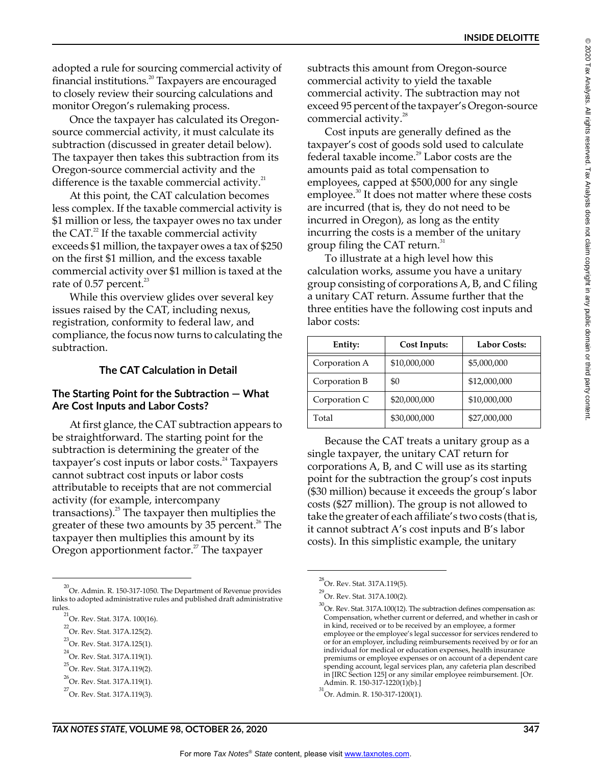adopted a rule for sourcing commercial activity of financial institutions.[20] Taxpayers are encouraged to closely review their sourcing calculations and monitor Oregon's rulemaking process.

Once the taxpayer has calculated its Oregon-source commercial activity, it must calculate its subtraction (discussed in greater detail below). The taxpayer then takes this subtraction from its Oregon-source commercial activity and the difference is the taxable commercial activity.[21]

At this point, the CAT calculation becomes less complex. If the taxable commercial activity is $1 million or less, the taxpayer owes no tax under the CAT.[22] If the taxable commercial activity exceeds $1 million, the taxpayer owes a tax of $250 on the first $1 million, and the excess taxable commercial activity over $1 million is taxed at the rate of 0.57 percent.[23]

While this overview glides over several key issues raised by the CAT, including nexus, registration, conformity to federal law, and compliance, the focus now turns to calculating the subtraction.

## The CAT Calculation in Detail

### The Starting Point for the Subtraction — What Are Cost Inputs and Labor Costs?

At first glance, the CAT subtraction appears to be straightforward. The starting point for the subtraction is determining the greater of the taxpayer's cost inputs or labor costs.[24] Taxpayers cannot subtract cost inputs or labor costs attributable to receipts that are not commercial activity (for example, intercompany transactions).[25] The taxpayer then multiplies the greater of these two amounts by 35 percent.[26] The taxpayer then multiplies this amount by its Oregon apportionment factor.[27] The taxpayer subtracts this amount from Oregon-source commercial activity to yield the taxable commercial activity. The subtraction may not exceed 95 percent of the taxpayer's Oregon-source commercial activity.[28]

Cost inputs are generally defined as the taxpayer's cost of goods sold used to calculate federal taxable income.[29] Labor costs are the amounts paid as total compensation to employees, capped at $500,000 for any single employee.[30] It does not matter where these costs are incurred (that is, they do not need to be incurred in Oregon), as long as the entity incurring the costs is a member of the unitary group filing the CAT return.[31]

To illustrate at a high level how this calculation works, assume you have a unitary group consisting of corporations A, B, and C filing a unitary CAT return. Assume further that the three entities have the following cost inputs and labor costs:

| Entity: | Cost Inputs: | Labor Costs: |
|---|---|---|
| Corporation A | $10,000,000 | $5,000,000 |
| Corporation B | $0 | $12,000,000 |
| Corporation C | $20,000,000 | $10,000,000 |
| Total | $30,000,000 | $27,000,000 |

Because the CAT treats a unitary group as a single taxpayer, the unitary CAT return for corporations A, B, and C will use as its starting point for the subtraction the group's cost inputs ($30 million) because it exceeds the group's labor costs ($27 million). The group is not allowed to take the greater of each affiliate's two costs (that is, it cannot subtract A's cost inputs and B's labor costs). In this simplistic example, the unitary

---

[20] Or. Admin. R. 150-317-1050. The Department of Revenue provides links to adopted administrative rules and published draft administrative rules.

[21] Or. Rev. Stat. 317A. 100(16).

[22] Or. Rev. Stat. 317A.125(2).

[23] Or. Rev. Stat. 317A.125(1).

[24] Or. Rev. Stat. 317A.119(1).

[25] Or. Rev. Stat. 317A.119(2).

[26] Or. Rev. Stat. 317A.119(1).

[27] Or. Rev. Stat. 317A.119(3).

[28] Or. Rev. Stat. 317A.119(5).

[29] Or. Rev. Stat. 317A.100(2).

[30] Or. Rev. Stat. 317A.100(12). The subtraction defines compensation as: Compensation, whether current or deferred, and whether in cash or in kind, received or to be received by an employee, a former employee or the employee's legal successor for services rendered to or for an employer, including reimbursements received by or for an individual for medical or education expenses, health insurance premiums or employee expenses or on account of a dependent care spending account, legal services plan, any cafeteria plan described in [IRC Section 125] or any similar employee reimbursement. [Or. Admin. R. 150-317-1220(1)(b).]

[31] Or. Admin. R. 150-317-1200(1).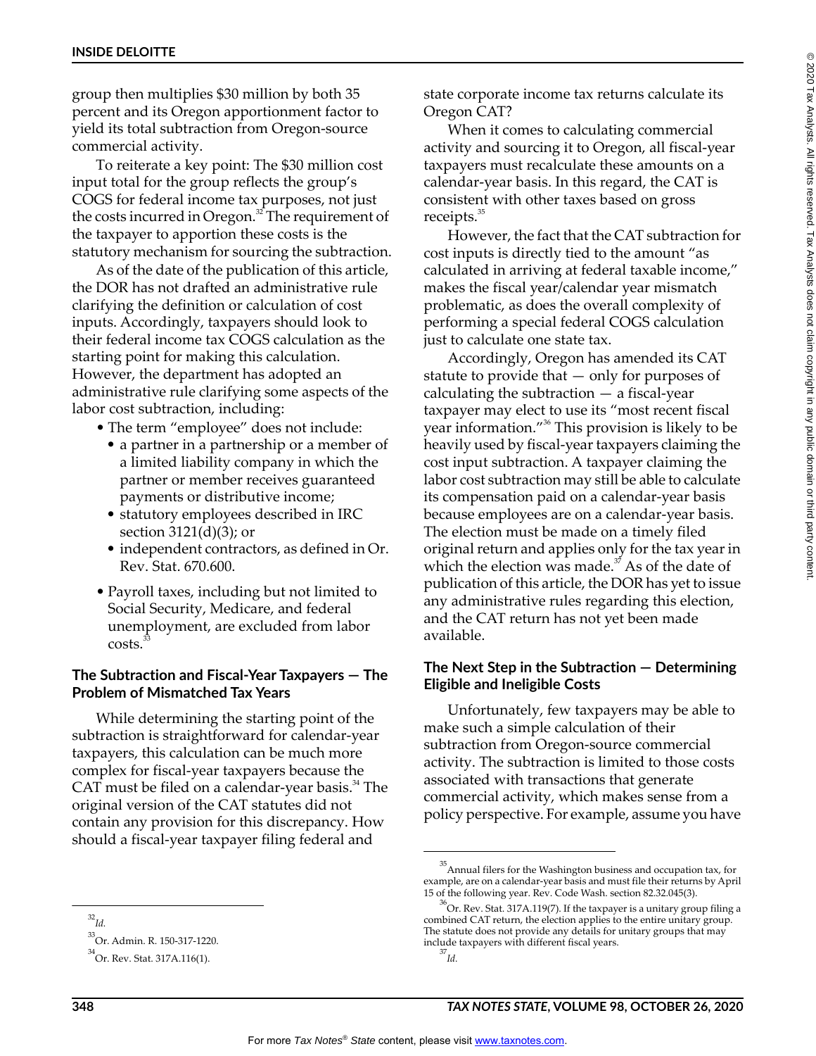group then multiplies $30 million by both 35 percent and its Oregon apportionment factor to yield its total subtraction from Oregon-source commercial activity.

To reiterate a key point: The $30 million cost input total for the group reflects the group's COGS for federal income tax purposes, not just the costs incurred in Oregon.[32] The requirement of the taxpayer to apportion these costs is the statutory mechanism for sourcing the subtraction.

As of the date of the publication of this article, the DOR has not drafted an administrative rule clarifying the definition or calculation of cost inputs. Accordingly, taxpayers should look to their federal income tax COGS calculation as the starting point for making this calculation. However, the department has adopted an administrative rule clarifying some aspects of the labor cost subtraction, including:

- The term "employee" does not include:
  - a partner in a partnership or a member of a limited liability company in which the partner or member receives guaranteed payments or distributive income;
  - statutory employees described in IRC section 3121(d)(3); or
  - independent contractors, as defined in Or. Rev. Stat. 670.600.
- Payroll taxes, including but not limited to Social Security, Medicare, and federal unemployment, are excluded from labor costs.[33]

### The Subtraction and Fiscal-Year Taxpayers — The Problem of Mismatched Tax Years

While determining the starting point of the subtraction is straightforward for calendar-year taxpayers, this calculation can be much more complex for fiscal-year taxpayers because the CAT must be filed on a calendar-year basis.[34] The original version of the CAT statutes did not contain any provision for this discrepancy. How should a fiscal-year taxpayer filing federal and state corporate income tax returns calculate its Oregon CAT?

When it comes to calculating commercial activity and sourcing it to Oregon, all fiscal-year taxpayers must recalculate these amounts on a calendar-year basis. In this regard, the CAT is consistent with other taxes based on gross receipts.[35]

However, the fact that the CAT subtraction for cost inputs is directly tied to the amount "as calculated in arriving at federal taxable income," makes the fiscal year/calendar year mismatch problematic, as does the overall complexity of performing a special federal COGS calculation just to calculate one state tax.

Accordingly, Oregon has amended its CAT statute to provide that — only for purposes of calculating the subtraction — a fiscal-year taxpayer may elect to use its "most recent fiscal year information."[36] This provision is likely to be heavily used by fiscal-year taxpayers claiming the cost input subtraction. A taxpayer claiming the labor cost subtraction may still be able to calculate its compensation paid on a calendar-year basis because employees are on a calendar-year basis. The election must be made on a timely filed original return and applies only for the tax year in which the election was made.[37] As of the date of publication of this article, the DOR has yet to issue any administrative rules regarding this election, and the CAT return has not yet been made available.

### The Next Step in the Subtraction — Determining Eligible and Ineligible Costs

Unfortunately, few taxpayers may be able to make such a simple calculation of their subtraction from Oregon-source commercial activity. The subtraction is limited to those costs associated with transactions that generate commercial activity, which makes sense from a policy perspective. For example, assume you have

---

[32] *Id.*

[33] Or. Admin. R. 150-317-1220.

[34] Or. Rev. Stat. 317A.116(1).

[35] Annual filers for the Washington business and occupation tax, for example, are on a calendar-year basis and must file their returns by April 15 of the following year. Rev. Code Wash. section 82.32.045(3).

[36] Or. Rev. Stat. 317A.119(7). If the taxpayer is a unitary group filing a combined CAT return, the election applies to the entire unitary group. The statute does not provide any details for unitary groups that may include taxpayers with different fiscal years.

[37] *Id.*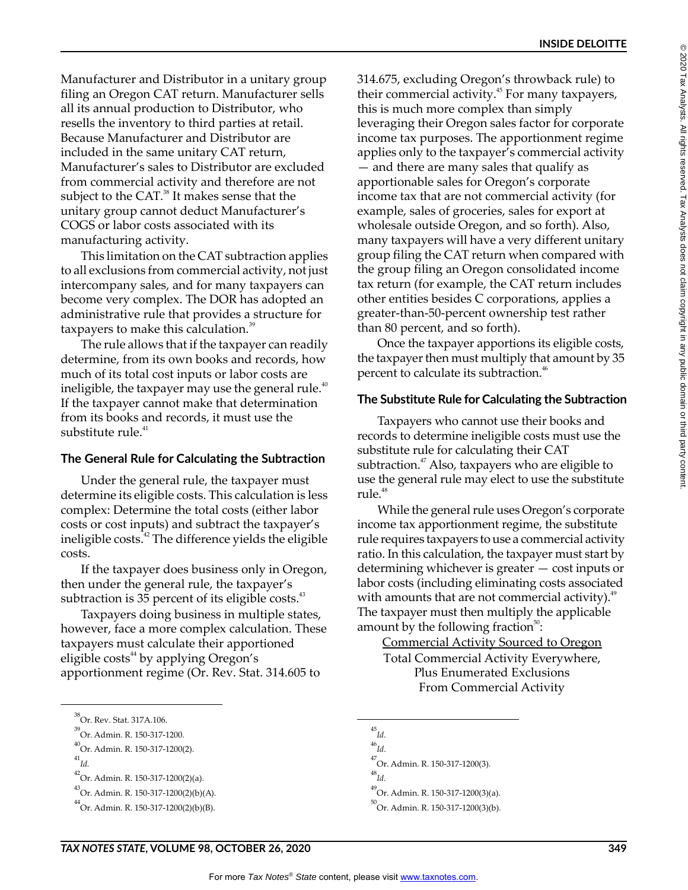Manufacturer and Distributor in a unitary group filing an Oregon CAT return. Manufacturer sells all its annual production to Distributor, who resells the inventory to third parties at retail. Because Manufacturer and Distributor are included in the same unitary CAT return, Manufacturer's sales to Distributor are excluded from commercial activity and therefore are not subject to the CAT.[38] It makes sense that the unitary group cannot deduct Manufacturer's COGS or labor costs associated with its manufacturing activity.

This limitation on the CAT subtraction applies to all exclusions from commercial activity, not just intercompany sales, and for many taxpayers can become very complex. The DOR has adopted an administrative rule that provides a structure for taxpayers to make this calculation.[39]

The rule allows that if the taxpayer can readily determine, from its own books and records, how much of its total cost inputs or labor costs are ineligible, the taxpayer may use the general rule.[40] If the taxpayer cannot make that determination from its books and records, it must use the substitute rule.[41]

## The General Rule for Calculating the Subtraction

Under the general rule, the taxpayer must determine its eligible costs. This calculation is less complex: Determine the total costs (either labor costs or cost inputs) and subtract the taxpayer's ineligible costs.[42] The difference yields the eligible costs.

If the taxpayer does business only in Oregon, then under the general rule, the taxpayer's subtraction is 35 percent of its eligible costs.[43]

Taxpayers doing business in multiple states, however, face a more complex calculation. These taxpayers must calculate their apportioned eligible costs[44] by applying Oregon's apportionment regime (Or. Rev. Stat. 314.605 to 314.675, excluding Oregon's throwback rule) to their commercial activity.[45] For many taxpayers, this is much more complex than simply leveraging their Oregon sales factor for corporate income tax purposes. The apportionment regime applies only to the taxpayer's commercial activity — and there are many sales that qualify as apportionable sales for Oregon's corporate income tax that are not commercial activity (for example, sales of groceries, sales for export at wholesale outside Oregon, and so forth). Also, many taxpayers will have a very different unitary group filing the CAT return when compared with the group filing an Oregon consolidated income tax return (for example, the CAT return includes other entities besides C corporations, applies a greater-than-50-percent ownership test rather than 80 percent, and so forth).

Once the taxpayer apportions its eligible costs, the taxpayer then must multiply that amount by 35 percent to calculate its subtraction.[46]

## The Substitute Rule for Calculating the Subtraction

Taxpayers who cannot use their books and records to determine ineligible costs must use the substitute rule for calculating their CAT subtraction.[47] Also, taxpayers who are eligible to use the general rule may elect to use the substitute rule.[48]

While the general rule uses Oregon's corporate income tax apportionment regime, the substitute rule requires taxpayers to use a commercial activity ratio. In this calculation, the taxpayer must start by determining whichever is greater — cost inputs or labor costs (including eliminating costs associated with amounts that are not commercial activity).[49] The taxpayer must then multiply the applicable amount by the following fraction[50]:

$$\frac{\text{Commercial Activity Sourced to Oregon}}{\text{Total Commercial Activity Everywhere, Plus Enumerated Exclusions From Commercial Activity}}$$

---

[38] Or. Rev. Stat. 317A.106.

[39] Or. Admin. R. 150-317-1200.

[40] Or. Admin. R. 150-317-1200(2).

[41] *Id.*

[42] Or. Admin. R. 150-317-1200(2)(a).

[43] Or. Admin. R. 150-317-1200(2)(b)(A).

[44] Or. Admin. R. 150-317-1200(2)(b)(B).

[45] *Id.*

[46] *Id.*

[47] Or. Admin. R. 150-317-1200(3).

[48] *Id.*

[49] Or. Admin. R. 150-317-1200(3)(a).

[50] Or. Admin. R. 150-317-1200(3)(b).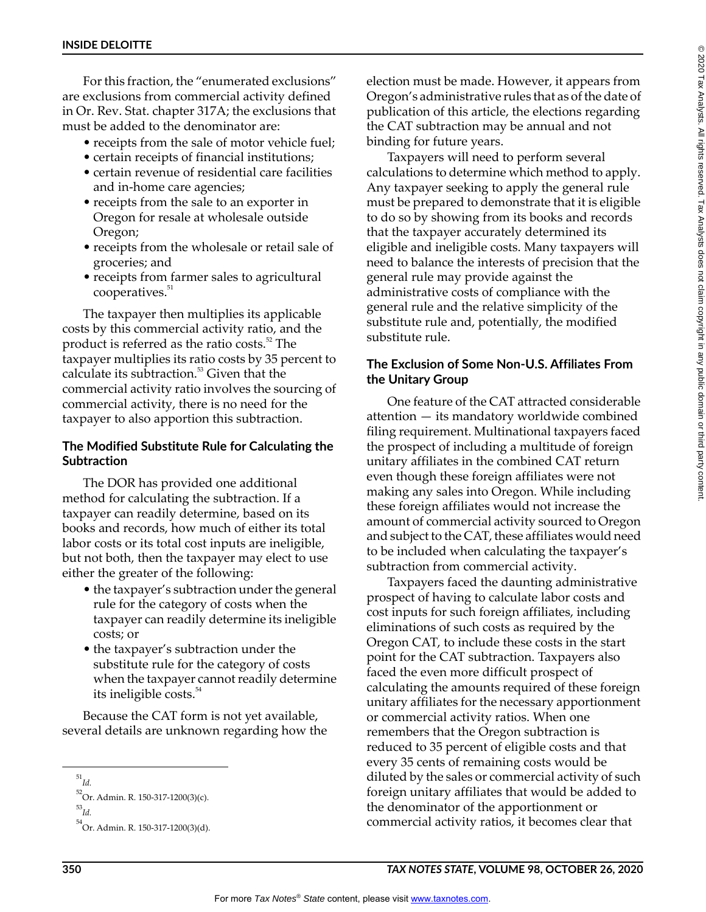For this fraction, the "enumerated exclusions" are exclusions from commercial activity defined in Or. Rev. Stat. chapter 317A; the exclusions that must be added to the denominator are:

- receipts from the sale of motor vehicle fuel;
- certain receipts of financial institutions;
- certain revenue of residential care facilities and in-home care agencies;
- receipts from the sale to an exporter in Oregon for resale at wholesale outside Oregon;
- receipts from the wholesale or retail sale of groceries; and
- receipts from farmer sales to agricultural cooperatives.[51]

The taxpayer then multiplies its applicable costs by this commercial activity ratio, and the product is referred as the ratio costs.[52] The taxpayer multiplies its ratio costs by 35 percent to calculate its subtraction.[53] Given that the commercial activity ratio involves the sourcing of commercial activity, there is no need for the taxpayer to also apportion this subtraction.

### The Modified Substitute Rule for Calculating the Subtraction

The DOR has provided one additional method for calculating the subtraction. If a taxpayer can readily determine, based on its books and records, how much of either its total labor costs or its total cost inputs are ineligible, but not both, then the taxpayer may elect to use either the greater of the following:

- the taxpayer's subtraction under the general rule for the category of costs when the taxpayer can readily determine its ineligible costs; or
- the taxpayer's subtraction under the substitute rule for the category of costs when the taxpayer cannot readily determine its ineligible costs.[54]

Because the CAT form is not yet available, several details are unknown regarding how the election must be made. However, it appears from Oregon's administrative rules that as of the date of publication of this article, the elections regarding the CAT subtraction may be annual and not binding for future years.

Taxpayers will need to perform several calculations to determine which method to apply. Any taxpayer seeking to apply the general rule must be prepared to demonstrate that it is eligible to do so by showing from its books and records that the taxpayer accurately determined its eligible and ineligible costs. Many taxpayers will need to balance the interests of precision that the general rule may provide against the administrative costs of compliance with the general rule and the relative simplicity of the substitute rule and, potentially, the modified substitute rule.

### The Exclusion of Some Non-U.S. Affiliates From the Unitary Group

One feature of the CAT attracted considerable attention — its mandatory worldwide combined filing requirement. Multinational taxpayers faced the prospect of including a multitude of foreign unitary affiliates in the combined CAT return even though these foreign affiliates were not making any sales into Oregon. While including these foreign affiliates would not increase the amount of commercial activity sourced to Oregon and subject to the CAT, these affiliates would need to be included when calculating the taxpayer's subtraction from commercial activity.

Taxpayers faced the daunting administrative prospect of having to calculate labor costs and cost inputs for such foreign affiliates, including eliminations of such costs as required by the Oregon CAT, to include these costs in the start point for the CAT subtraction. Taxpayers also faced the even more difficult prospect of calculating the amounts required of these foreign unitary affiliates for the necessary apportionment or commercial activity ratios. When one remembers that the Oregon subtraction is reduced to 35 percent of eligible costs and that every 35 cents of remaining costs would be diluted by the sales or commercial activity of such foreign unitary affiliates that would be added to the denominator of the apportionment or commercial activity ratios, it becomes clear that

---

[51] *Id.*

[52] Or. Admin. R. 150-317-1200(3)(c).

[53] *Id.*

[54] Or. Admin. R. 150-317-1200(3)(d).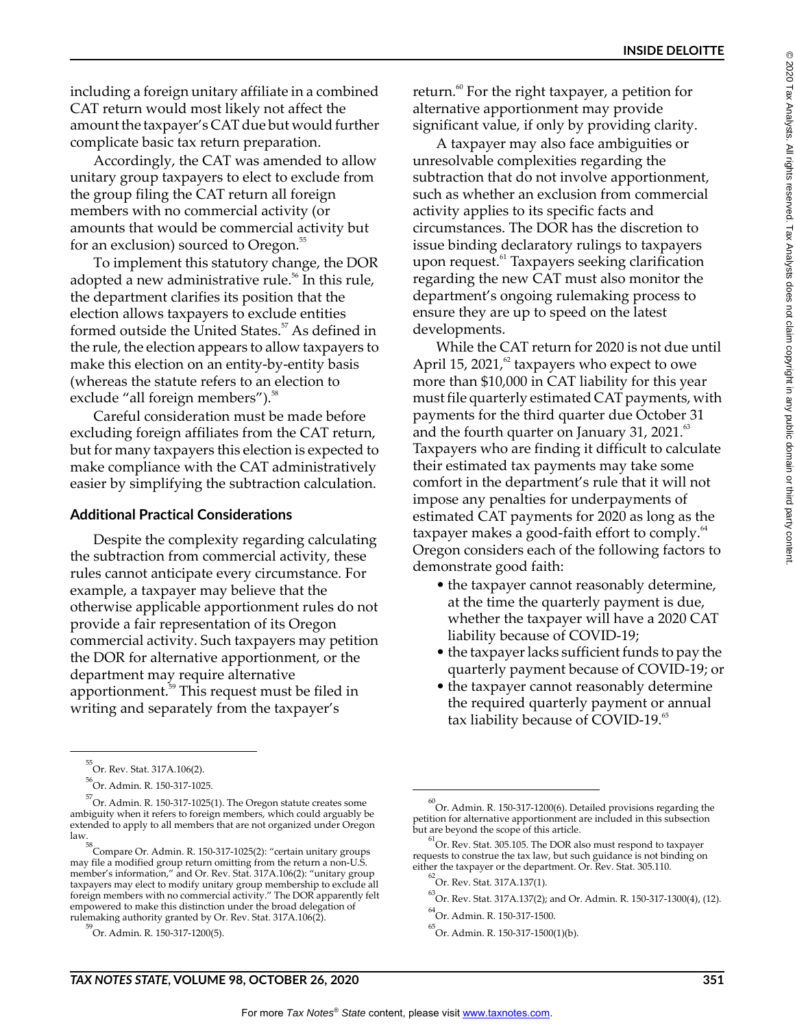including a foreign unitary affiliate in a combined CAT return would most likely not affect the amount the taxpayer's CAT due but would further complicate basic tax return preparation.

Accordingly, the CAT was amended to allow unitary group taxpayers to elect to exclude from the group filing the CAT return all foreign members with no commercial activity (or amounts that would be commercial activity but for an exclusion) sourced to Oregon.[55]

To implement this statutory change, the DOR adopted a new administrative rule.[56] In this rule, the department clarifies its position that the election allows taxpayers to exclude entities formed outside the United States.[57] As defined in the rule, the election appears to allow taxpayers to make this election on an entity-by-entity basis (whereas the statute refers to an election to exclude "all foreign members").[58]

Careful consideration must be made before excluding foreign affiliates from the CAT return, but for many taxpayers this election is expected to make compliance with the CAT administratively easier by simplifying the subtraction calculation.

### Additional Practical Considerations

Despite the complexity regarding calculating the subtraction from commercial activity, these rules cannot anticipate every circumstance. For example, a taxpayer may believe that the otherwise applicable apportionment rules do not provide a fair representation of its Oregon commercial activity. Such taxpayers may petition the DOR for alternative apportionment, or the department may require alternative apportionment.[59] This request must be filed in writing and separately from the taxpayer's return.[60] For the right taxpayer, a petition for alternative apportionment may provide significant value, if only by providing clarity.

A taxpayer may also face ambiguities or unresolvable complexities regarding the subtraction that do not involve apportionment, such as whether an exclusion from commercial activity applies to its specific facts and circumstances. The DOR has the discretion to issue binding declaratory rulings to taxpayers upon request.[61] Taxpayers seeking clarification regarding the new CAT must also monitor the department's ongoing rulemaking process to ensure they are up to speed on the latest developments.

While the CAT return for 2020 is not due until April 15, 2021,[62] taxpayers who expect to owe more than $10,000 in CAT liability for this year must file quarterly estimated CAT payments, with payments for the third quarter due October 31 and the fourth quarter on January 31, 2021.[63] Taxpayers who are finding it difficult to calculate their estimated tax payments may take some comfort in the department's rule that it will not impose any penalties for underpayments of estimated CAT payments for 2020 as long as the taxpayer makes a good-faith effort to comply.[64] Oregon considers each of the following factors to demonstrate good faith:

- the taxpayer cannot reasonably determine, at the time the quarterly payment is due, whether the taxpayer will have a 2020 CAT liability because of COVID-19;
- the taxpayer lacks sufficient funds to pay the quarterly payment because of COVID-19; or
- the taxpayer cannot reasonably determine the required quarterly payment or annual tax liability because of COVID-19.[65]

---

[55] Or. Rev. Stat. 317A.106(2).

[56] Or. Admin. R. 150-317-1025.

[57] Or. Admin. R. 150-317-1025(1). The Oregon statute creates some ambiguity when it refers to foreign members, which could arguably be extended to apply to all members that are not organized under Oregon law.

[58] Compare Or. Admin. R. 150-317-1025(2): "certain unitary groups may file a modified group return omitting from the return a non-U.S. member's information," and Or. Rev. Stat. 317A.106(2): "unitary group taxpayers may elect to modify unitary group membership to exclude all foreign members with no commercial activity." The DOR apparently felt empowered to make this distinction under the broad delegation of rulemaking authority granted by Or. Rev. Stat. 317A.106(2).

[59] Or. Admin. R. 150-317-1200(5).

[60] Or. Admin. R. 150-317-1200(6). Detailed provisions regarding the petition for alternative apportionment are included in this subsection but are beyond the scope of this article.

[61] Or. Rev. Stat. 305.105. The DOR also must respond to taxpayer requests to construe the tax law, but such guidance is not binding on either the taxpayer or the department. Or. Rev. Stat. 305.110.

[62] Or. Rev. Stat. 317A.137(1).

[63] Or. Rev. Stat. 317A.137(2); and Or. Admin. R. 150-317-1300(4), (12).

[64] Or. Admin. R. 150-317-1500.

[65] Or. Admin. R. 150-317-1500(1)(b).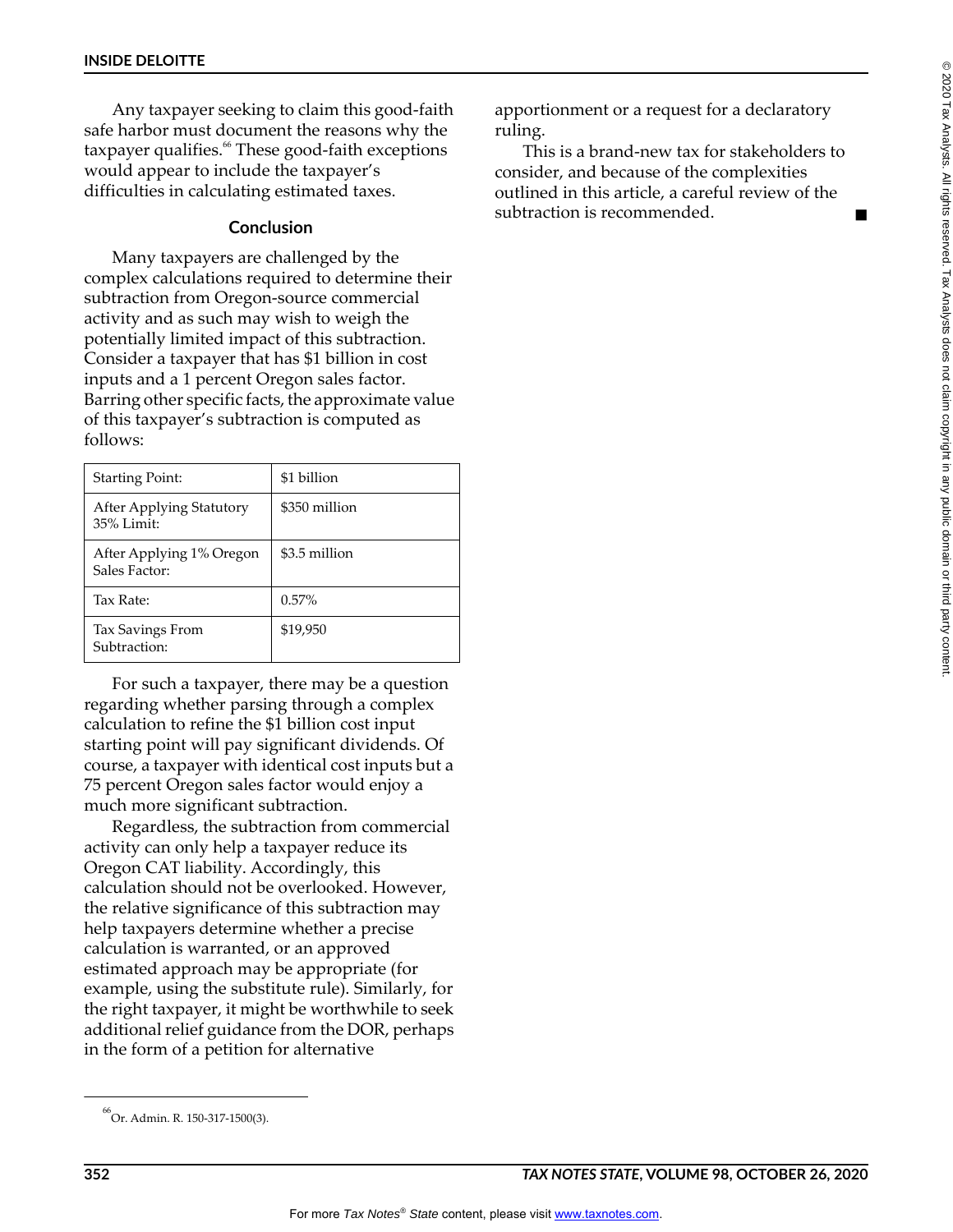Any taxpayer seeking to claim this good-faith safe harbor must document the reasons why the taxpayer qualifies.[66] These good-faith exceptions would appear to include the taxpayer's difficulties in calculating estimated taxes.

## Conclusion

Many taxpayers are challenged by the complex calculations required to determine their subtraction from Oregon-source commercial activity and as such may wish to weigh the potentially limited impact of this subtraction. Consider a taxpayer that has $1 billion in cost inputs and a 1 percent Oregon sales factor. Barring other specific facts, the approximate value of this taxpayer's subtraction is computed as follows:

| | |
|---|---|
| Starting Point: | $1 billion |
| After Applying Statutory 35% Limit: | $350 million |
| After Applying 1% Oregon Sales Factor: | $3.5 million |
| Tax Rate: | 0.57% |
| Tax Savings From Subtraction: | $19,950 |

For such a taxpayer, there may be a question regarding whether parsing through a complex calculation to refine the $1 billion cost input starting point will pay significant dividends. Of course, a taxpayer with identical cost inputs but a 75 percent Oregon sales factor would enjoy a much more significant subtraction.

Regardless, the subtraction from commercial activity can only help a taxpayer reduce its Oregon CAT liability. Accordingly, this calculation should not be overlooked. However, the relative significance of this subtraction may help taxpayers determine whether a precise calculation is warranted, or an approved estimated approach may be appropriate (for example, using the substitute rule). Similarly, for the right taxpayer, it might be worthwhile to seek additional relief guidance from the DOR, perhaps in the form of a petition for alternative apportionment or a request for a declaratory ruling.

This is a brand-new tax for stakeholders to consider, and because of the complexities outlined in this article, a careful review of the subtraction is recommended. ■

---

[66] Or. Admin. R. 150-317-1500(3).